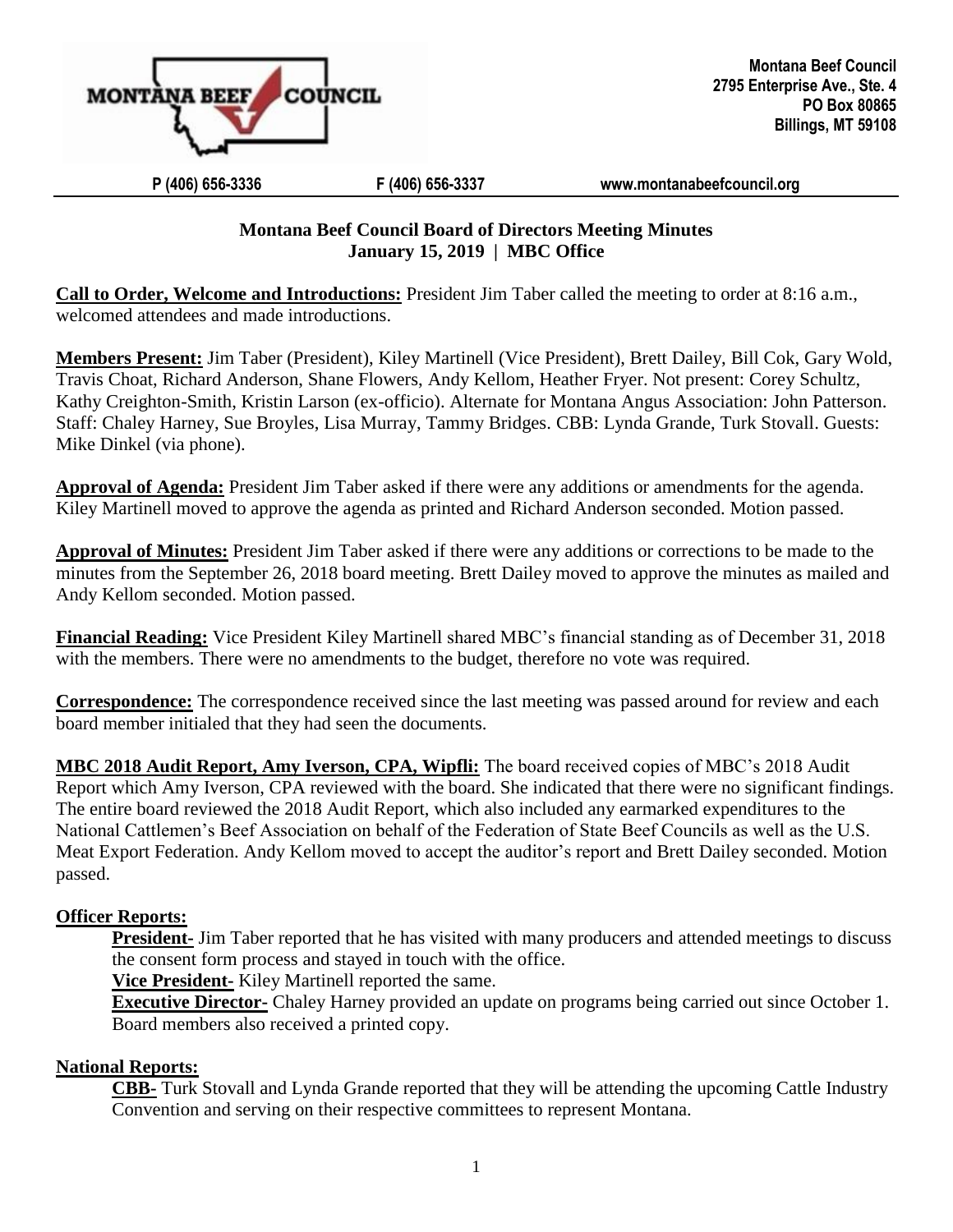Montana Beef Council
2795 Enterprise Ave., Ste. 4
PO Box 80865
Billings, MT 59108

P (406) 656-3336 F (406) 656-3337 www.montanabeefcouncil.org

# Montana Beef Council Board of Directors Meeting Minutes
**January 15, 2019 | MBC Office**

**Call to Order, Welcome and Introductions:** President Jim Taber called the meeting to order at 8:16 a.m., welcomed attendees and made introductions.

**Members Present:** Jim Taber (President), Kiley Martinell (Vice President), Brett Dailey, Bill Cok, Gary Wold, Travis Choat, Richard Anderson, Shane Flowers, Andy Kellom, Heather Fryer. Not present: Corey Schultz, Kathy Creighton-Smith, Kristin Larson (ex-officio). Alternate for Montana Angus Association: John Patterson. Staff: Chaley Harney, Sue Broyles, Lisa Murray, Tammy Bridges. CBB: Lynda Grande, Turk Stovall. Guests: Mike Dinkel (via phone).

**Approval of Agenda:** President Jim Taber asked if there were any additions or amendments for the agenda. Kiley Martinell moved to approve the agenda as printed and Richard Anderson seconded. Motion passed.

**Approval of Minutes:** President Jim Taber asked if there were any additions or corrections to be made to the minutes from the September 26, 2018 board meeting. Brett Dailey moved to approve the minutes as mailed and Andy Kellom seconded. Motion passed.

**Financial Reading:** Vice President Kiley Martinell shared MBC's financial standing as of December 31, 2018 with the members. There were no amendments to the budget, therefore no vote was required.

**Correspondence:** The correspondence received since the last meeting was passed around for review and each board member initialed that they had seen the documents.

**MBC 2018 Audit Report, Amy Iverson, CPA, Wipfli:** The board received copies of MBC's 2018 Audit Report which Amy Iverson, CPA reviewed with the board. She indicated that there were no significant findings. The entire board reviewed the 2018 Audit Report, which also included any earmarked expenditures to the National Cattlemen's Beef Association on behalf of the Federation of State Beef Councils as well as the U.S. Meat Export Federation. Andy Kellom moved to accept the auditor's report and Brett Dailey seconded. Motion passed.

**Officer Reports:**

**President-** Jim Taber reported that he has visited with many producers and attended meetings to discuss the consent form process and stayed in touch with the office.

**Vice President-** Kiley Martinell reported the same.

**Executive Director-** Chaley Harney provided an update on programs being carried out since October 1. Board members also received a printed copy.

**National Reports:**

**CBB-** Turk Stovall and Lynda Grande reported that they will be attending the upcoming Cattle Industry Convention and serving on their respective committees to represent Montana.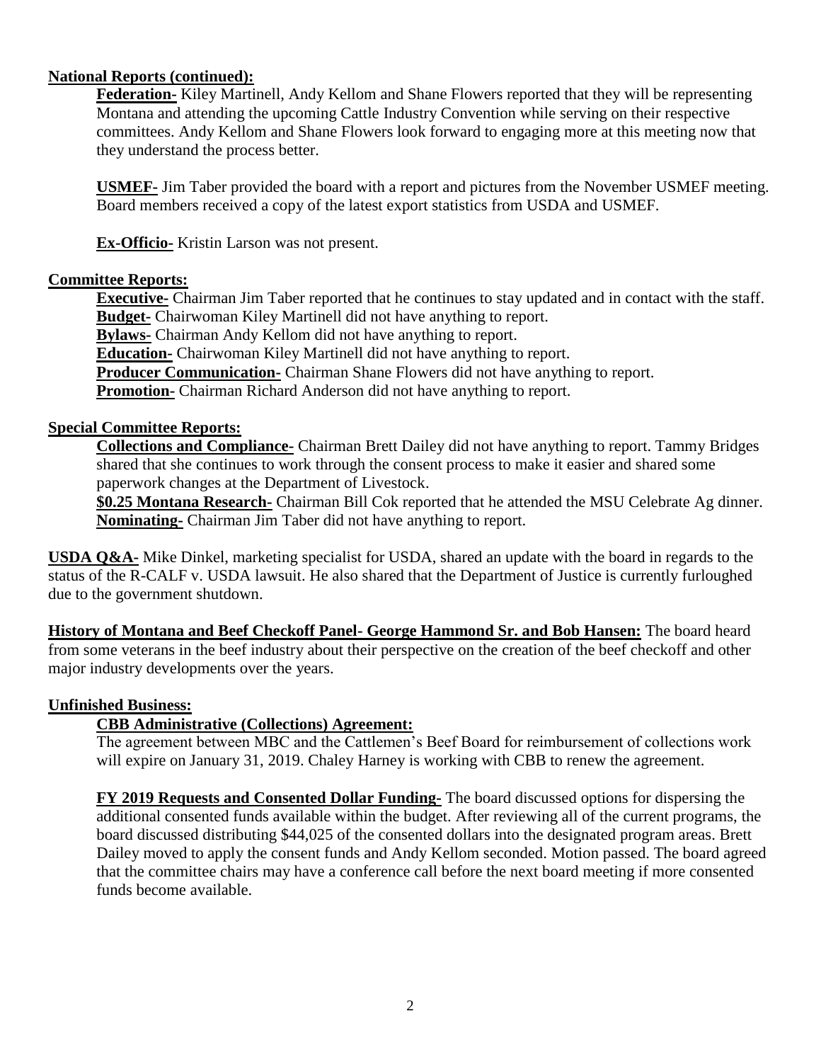**National Reports (continued):**

**Federation-** Kiley Martinell, Andy Kellom and Shane Flowers reported that they will be representing Montana and attending the upcoming Cattle Industry Convention while serving on their respective committees. Andy Kellom and Shane Flowers look forward to engaging more at this meeting now that they understand the process better.

**USMEF-** Jim Taber provided the board with a report and pictures from the November USMEF meeting. Board members received a copy of the latest export statistics from USDA and USMEF.

**Ex-Officio-** Kristin Larson was not present.

**Committee Reports:**

**Executive-** Chairman Jim Taber reported that he continues to stay updated and in contact with the staff.
**Budget-** Chairwoman Kiley Martinell did not have anything to report.
**Bylaws-** Chairman Andy Kellom did not have anything to report.
**Education-** Chairwoman Kiley Martinell did not have anything to report.
**Producer Communication-** Chairman Shane Flowers did not have anything to report.
**Promotion-** Chairman Richard Anderson did not have anything to report.

**Special Committee Reports:**

**Collections and Compliance-** Chairman Brett Dailey did not have anything to report. Tammy Bridges shared that she continues to work through the consent process to make it easier and shared some paperwork changes at the Department of Livestock.
**$0.25 Montana Research-** Chairman Bill Cok reported that he attended the MSU Celebrate Ag dinner.
**Nominating-** Chairman Jim Taber did not have anything to report.

**USDA Q&A-** Mike Dinkel, marketing specialist for USDA, shared an update with the board in regards to the status of the R-CALF v. USDA lawsuit. He also shared that the Department of Justice is currently furloughed due to the government shutdown.

**History of Montana and Beef Checkoff Panel- George Hammond Sr. and Bob Hansen:** The board heard from some veterans in the beef industry about their perspective on the creation of the beef checkoff and other major industry developments over the years.

**Unfinished Business:**

**CBB Administrative (Collections) Agreement:**

The agreement between MBC and the Cattlemen's Beef Board for reimbursement of collections work will expire on January 31, 2019. Chaley Harney is working with CBB to renew the agreement.

**FY 2019 Requests and Consented Dollar Funding-** The board discussed options for dispersing the additional consented funds available within the budget. After reviewing all of the current programs, the board discussed distributing $44,025 of the consented dollars into the designated program areas. Brett Dailey moved to apply the consent funds and Andy Kellom seconded. Motion passed. The board agreed that the committee chairs may have a conference call before the next board meeting if more consented funds become available.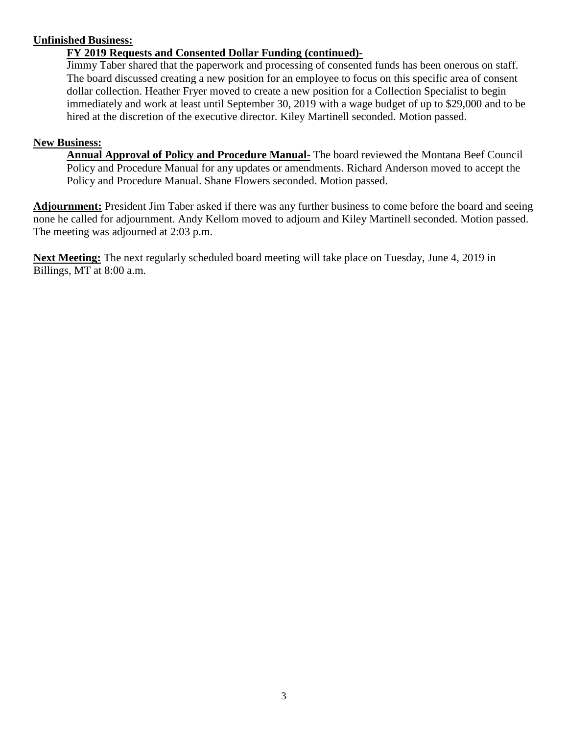**Unfinished Business:**

**FY 2019 Requests and Consented Dollar Funding (continued)-**
Jimmy Taber shared that the paperwork and processing of consented funds has been onerous on staff. The board discussed creating a new position for an employee to focus on this specific area of consent dollar collection. Heather Fryer moved to create a new position for a Collection Specialist to begin immediately and work at least until September 30, 2019 with a wage budget of up to $29,000 and to be hired at the discretion of the executive director. Kiley Martinell seconded. Motion passed.

**New Business:**

**Annual Approval of Policy and Procedure Manual-** The board reviewed the Montana Beef Council Policy and Procedure Manual for any updates or amendments. Richard Anderson moved to accept the Policy and Procedure Manual. Shane Flowers seconded. Motion passed.

**Adjournment:** President Jim Taber asked if there was any further business to come before the board and seeing none he called for adjournment. Andy Kellom moved to adjourn and Kiley Martinell seconded. Motion passed. The meeting was adjourned at 2:03 p.m.

**Next Meeting:** The next regularly scheduled board meeting will take place on Tuesday, June 4, 2019 in Billings, MT at 8:00 a.m.